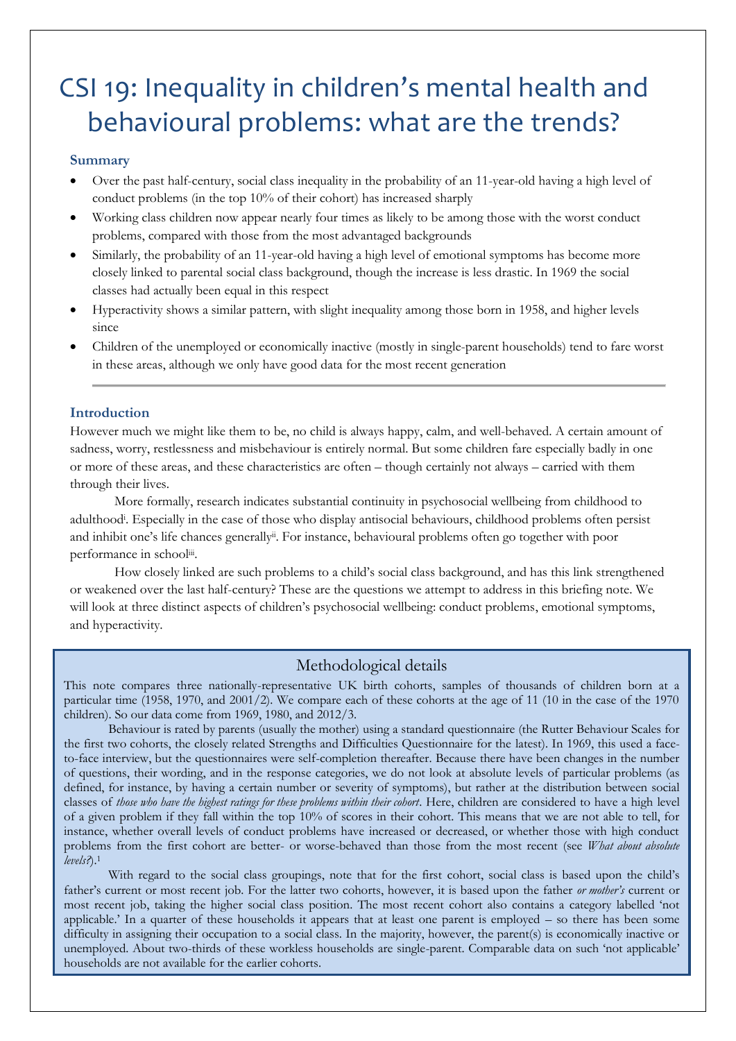# CSI 19: Inequality in children's mental health and behavioural problems: what are the trends?

### Summary

- Over the past half-century, social class inequality in the probability of an 11-year-old having a high level of conduct problems (in the top 10% of their cohort) has increased sharply
- Working class children now appear nearly four times as likely to be among those with the worst conduct problems, compared with those from the most advantaged backgrounds
- Similarly, the probability of an 11-year-old having a high level of emotional symptoms has become more closely linked to parental social class background, though the increase is less drastic. In 1969 the social classes had actually been equal in this respect
- Hyperactivity shows a similar pattern, with slight inequality among those born in 1958, and higher levels since
- Children of the unemployed or economically inactive (mostly in single-parent households) tend to fare worst in these areas, although we only have good data for the most recent generation

### Introduction

However much we might like them to be, no child is always happy, calm, and well-behaved. A certain amount of sadness, worry, restlessness and misbehaviour is entirely normal. But some children fare especially badly in one or more of these areas, and these characteristics are often – though certainly not always – carried with them through their lives.

More formally, research indicates substantial continuity in psychosocial wellbeing from childhood to adulthood[i]. Especially in the case of those who display antisocial behaviours, childhood problems often persist and inhibit one's life chances generally[ii]. For instance, behavioural problems often go together with poor performance in school[iii].

How closely linked are such problems to a child's social class background, and has this link strengthened or weakened over the last half-century? These are the questions we attempt to address in this briefing note. We will look at three distinct aspects of children's psychosocial wellbeing: conduct problems, emotional symptoms, and hyperactivity.

## Methodological details

This note compares three nationally-representative UK birth cohorts, samples of thousands of children born at a particular time (1958, 1970, and 2001/2). We compare each of these cohorts at the age of 11 (10 in the case of the 1970 children). So our data come from 1969, 1980, and 2012/3.

Behaviour is rated by parents (usually the mother) using a standard questionnaire (the Rutter Behaviour Scales for the first two cohorts, the closely related Strengths and Difficulties Questionnaire for the latest). In 1969, this used a face-to-face interview, but the questionnaires were self-completion thereafter. Because there have been changes in the number of questions, their wording, and in the response categories, we do not look at absolute levels of particular problems (as defined, for instance, by having a certain number or severity of symptoms), but rather at the distribution between social classes of *those who have the highest ratings for these problems within their cohort*. Here, children are considered to have a high level of a given problem if they fall within the top 10% of scores in their cohort. This means that we are not able to tell, for instance, whether overall levels of conduct problems have increased or decreased, or whether those with high conduct problems from the first cohort are better- or worse-behaved than those from the most recent (see *What about absolute levels?*).[1]

With regard to the social class groupings, note that for the first cohort, social class is based upon the child's father's current or most recent job. For the latter two cohorts, however, it is based upon the father *or mother's* current or most recent job, taking the higher social class position. The most recent cohort also contains a category labelled 'not applicable.' In a quarter of these households it appears that at least one parent is employed – so there has been some difficulty in assigning their occupation to a social class. In the majority, however, the parent(s) is economically inactive or unemployed. About two-thirds of these workless households are single-parent. Comparable data on such 'not applicable' households are not available for the earlier cohorts.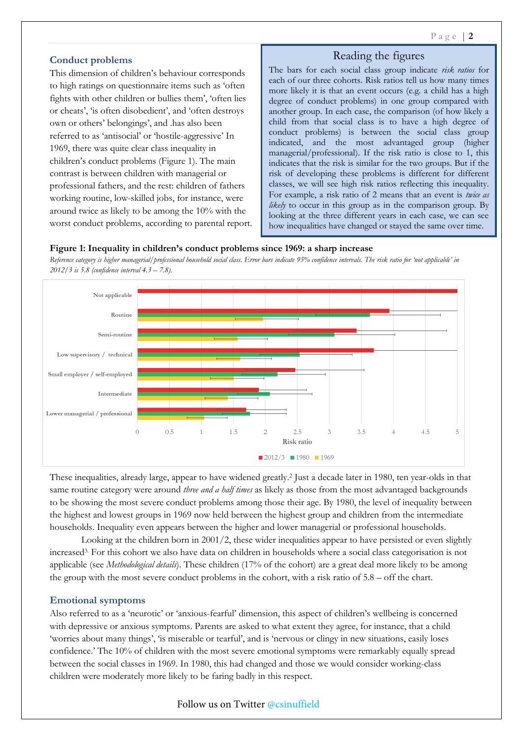## Conduct problems

This dimension of children's behaviour corresponds to high ratings on questionnaire items such as 'often fights with other children or bullies them', 'often lies or cheats', 'is often disobedient', and 'often destroys own or others' belongings', and .has also been referred to as 'antisocial' or 'hostile-aggressive' In 1969, there was quite clear class inequality in children's conduct problems (Figure 1). The main contrast is between children with managerial or professional fathers, and the rest: children of fathers working routine, low-skilled jobs, for instance, were around twice as likely to be among the 10% with the worst conduct problems, according to parental report.

> ### Reading the figures
>
> The bars for each social class group indicate *risk ratios* for each of our three cohorts. Risk ratios tell us how many times more likely it is that an event occurs (e.g. a child has a high degree of conduct problems) in one group compared with another group. In each case, the comparison (of how likely a child from that social class is to have a high degree of conduct problems) is between the social class group indicated, and the most advantaged group (higher managerial/professional). If the risk ratio is close to 1, this indicates that the risk is similar for the two groups. But if the risk of developing these problems is different for different classes, we will see high risk ratios reflecting this inequality. For example, a risk ratio of 2 means that an event is *twice as likely* to occur in this group as in the comparison group. By looking at the three different years in each case, we can see how inequalities have changed or stayed the same over time.

**Figure 1: Inequality in children's conduct problems since 1969: a sharp increase**

*Reference category is higher managerial/professional household social class. Error bars indicate 95% confidence intervals. The risk ratio for 'not applicable' in 2012/3 is 5.8 (confidence interval 4.3 – 7.8).*

These inequalities, already large, appear to have widened greatly.[2] Just a decade later in 1980, ten year-olds in that same routine category were around *three and a half times* as likely as those from the most advantaged backgrounds to be showing the most severe conduct problems among those their age. By 1980, the level of inequality between the highest and lowest groups in 1969 now held between the highest group and children from the intermediate households. Inequality even appears between the higher and lower managerial or professional households.

Looking at the children born in 2001/2, these wider inequalities appear to have persisted or even slightly increased[3]. For this cohort we also have data on children in households where a social class categorisation is not applicable (see *Methodological details*). These children (17% of the cohort) are a great deal more likely to be among the group with the most severe conduct problems in the cohort, with a risk ratio of 5.8 – off the chart.

## Emotional symptoms

Also referred to as a 'neurotic' or 'anxious-fearful' dimension, this aspect of children's wellbeing is concerned with depressive or anxious symptoms. Parents are asked to what extent they agree, for instance, that a child 'worries about many things', 'is miserable or tearful', and is 'nervous or clingy in new situations, easily loses confidence.' The 10% of children with the most severe emotional symptoms were remarkably equally spread between the social classes in 1969. In 1980, this had changed and those we would consider working-class children were moderately more likely to be faring badly in this respect.

Follow us on Twitter @csinuffield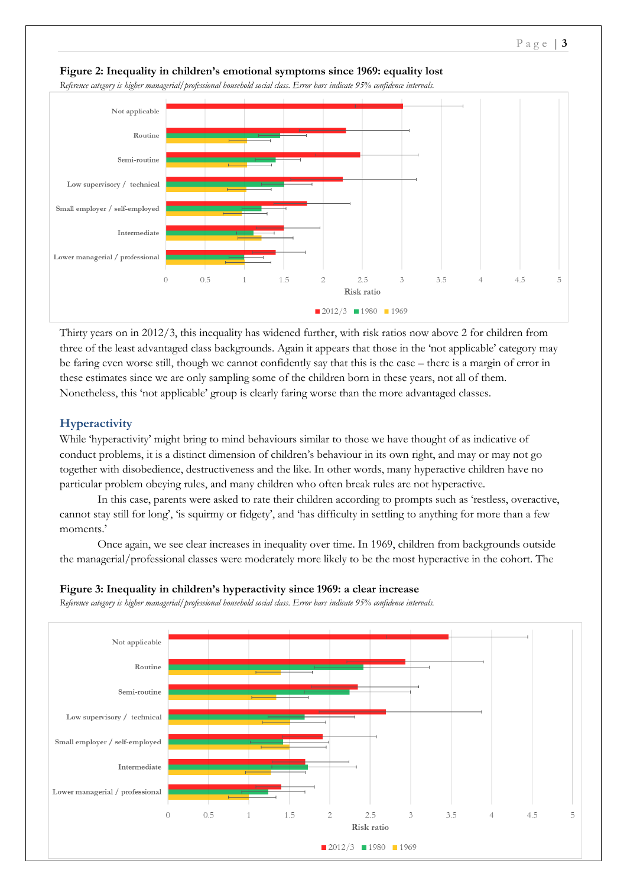**Figure 2: Inequality in children's emotional symptoms since 1969: equality lost**

*Reference category is higher managerial/professional household social class. Error bars indicate 95% confidence intervals.*

Thirty years on in 2012/3, this inequality has widened further, with risk ratios now above 2 for children from three of the least advantaged class backgrounds. Again it appears that those in the 'not applicable' category may be faring even worse still, though we cannot confidently say that this is the case – there is a margin of error in these estimates since we are only sampling some of the children born in these years, not all of them. Nonetheless, this 'not applicable' group is clearly faring worse than the more advantaged classes.

## Hyperactivity

While 'hyperactivity' might bring to mind behaviours similar to those we have thought of as indicative of conduct problems, it is a distinct dimension of children's behaviour in its own right, and may or may not go together with disobedience, destructiveness and the like. In other words, many hyperactive children have no particular problem obeying rules, and many children who often break rules are not hyperactive.

In this case, parents were asked to rate their children according to prompts such as 'restless, overactive, cannot stay still for long', 'is squirmy or fidgety', and 'has difficulty in settling to anything for more than a few moments.'

Once again, we see clear increases in inequality over time. In 1969, children from backgrounds outside the managerial/professional classes were moderately more likely to be the most hyperactive in the cohort. The

**Figure 3: Inequality in children's hyperactivity since 1969: a clear increase**

*Reference category is higher managerial/professional household social class. Error bars indicate 95% confidence intervals.*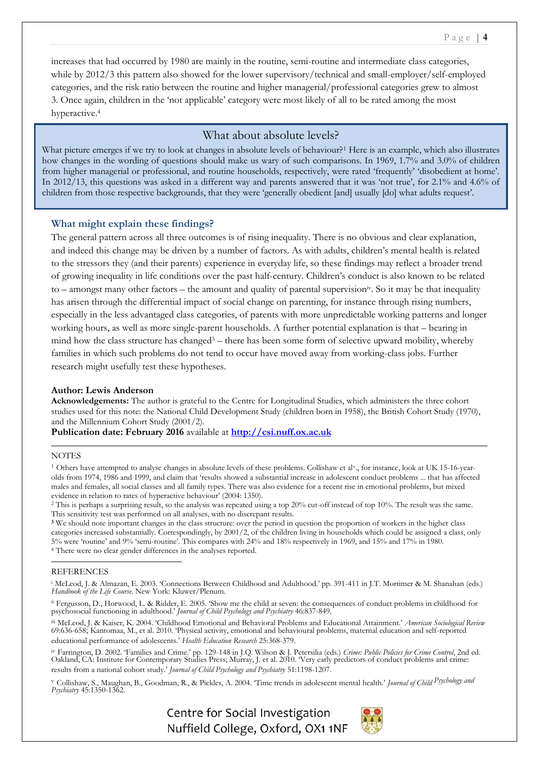increases that had occurred by 1980 are mainly in the routine, semi-routine and intermediate class categories, while by 2012/3 this pattern also showed for the lower supervisory/technical and small-employer/self-employed categories, and the risk ratio between the routine and higher managerial/professional categories grew to almost 3. Once again, children in the 'not applicable' category were most likely of all to be rated among the most hyperactive.[4]

## What about absolute levels?

What picture emerges if we try to look at changes in absolute levels of behaviour?[1] Here is an example, which also illustrates how changes in the wording of questions should make us wary of such comparisons. In 1969, 1.7% and 3.0% of children from higher managerial or professional, and routine households, respectively, were rated 'frequently' 'disobedient at home'. In 2012/13, this questions was asked in a different way and parents answered that it was 'not true', for 2.1% and 4.6% of children from those respective backgrounds, that they were 'generally obedient [and] usually [do] what adults request'.

### What might explain these findings?

The general pattern across all three outcomes is of rising inequality. There is no obvious and clear explanation, and indeed this change may be driven by a number of factors. As with adults, children's mental health is related to the stressors they (and their parents) experience in everyday life, so these findings may reflect a broader trend of growing inequality in life conditions over the past half-century. Children's conduct is also known to be related to – amongst many other factors – the amount and quality of parental supervision[iv]. So it may be that inequality has arisen through the differential impact of social change on parenting, for instance through rising numbers, especially in the less advantaged class categories, of parents with more unpredictable working patterns and longer working hours, as well as more single-parent households. A further potential explanation is that – bearing in mind how the class structure has changed[3] – there has been some form of selective upward mobility, whereby families in which such problems do not tend to occur have moved away from working-class jobs. Further research might usefully test these hypotheses.

**Author: Lewis Anderson**
**Acknowledgements:** The author is grateful to the Centre for Longitudinal Studies, which administers the three cohort studies used for this note: the National Child Development Study (children born in 1958), the British Cohort Study (1970), and the Millennium Cohort Study (2001/2).
**Publication date: February 2016** available at **http://csi.nuff.ox.ac.uk**

NOTES

[1] Others have attempted to analyse changes in absolute levels of these problems. Collishaw et al[v]., for instance, look at UK 15-16-year-olds from 1974, 1986 and 1999, and claim that 'results showed a substantial increase in adolescent conduct problems ... that has affected males and females, all social classes and all family types. There was also evidence for a recent rise in emotional problems, but mixed evidence in relation to rates of hyperactive behaviour' (2004: 1350).

[2] This is perhaps a surprising result, so the analysis was repeated using a top 20% cut-off instead of top 10%. The result was the same. This sensitivity test was performed on all analyses, with no discrepant results.

[3] We should note important changes in the class structure: over the period in question the proportion of workers in the higher class categories increased substantially. Correspondingly, by 2001/2, of the children living in households which could be assigned a class, only 5% were 'routine' and 9% 'semi-routine'. This compares with 24% and 18% respectively in 1969, and 15% and 17% in 1980.

[4] There were no clear gender differences in the analyses reported.

REFERENCES

[i] McLeod, J. & Almazan, E. 2003. 'Connections Between Childhood and Adulthood.' pp. 391-411 in J.T. Mortimer & M. Shanahan (eds.) *Handbook of the Life Course*. New York: Kluwer/Plenum.

[ii] Fergusson, D., Horwood, L. & Ridder, E. 2005. 'Show me the child at seven: the consequences of conduct problems in childhood for psychosocial functioning in adulthood.' *Journal of Child Psychology and Psychiatry* 46:837-849.

[iii] McLeod, J. & Kaiser, K. 2004. 'Childhood Emotional and Behavioral Problems and Educational Attainment.' *American Sociological Review* 69:636-658; Kantomaa, M., et al. 2010. 'Physical activity, emotional and behavioural problems, maternal education and self-reported educational performance of adolescents.' *Health Education Research* 25:368-379.

[iv] Farrington, D. 2002. 'Families and Crime.' pp. 129-148 in J.Q. Wilson & J. Petersilia (eds.) *Crime: Public Policies for Crime Control*, 2nd ed. Oakland, CA: Institute for Contemporary Studies Press; Murray, J. et al. 2010. 'Very early predictors of conduct problems and crime: results from a national cohort study.' *Journal of Child Psychology and Psychiatry* 51:1198-1207.

[v] Collishaw, S., Maughan, B., Goodman, R., & Pickles, A. 2004. 'Time trends in adolescent mental health.' *Journal of Child Psychology and Psychiatry* 45:1350-1362.

Centre for Social Investigation
Nuffield College, Oxford, OX1 1NF